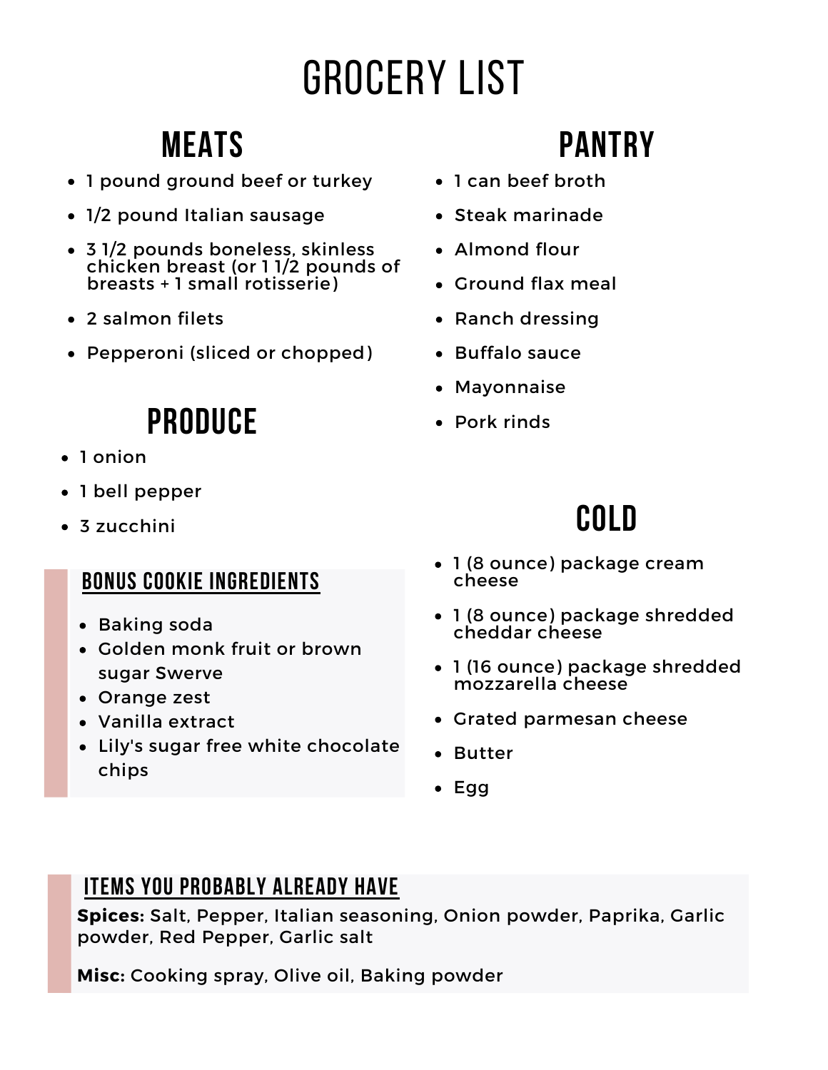# GROCERY LIST

## MEATS

- 1 pound ground beef or turkey
- 1/2 pound Italian sausage
- 3 1/2 pounds boneless, skinless chicken breast (or 1 1/2 pounds of breasts + 1 small rotisserie)
- 2 salmon filets
- Pepperoni (sliced or chopped)

## PRODUCE

- 1 onion
- 1 bell pepper
- 3 zucchini

### BONUS COOKIE INGREDIENTS

- Baking soda
- Golden monk fruit or brown sugar Swerve
- Orange zest
- Vanilla extract
- Lily's sugar free white chocolate chips

## PANTRY

- 1 can beef broth
- Steak marinade
- Almond flour
- Ground flax meal
- Ranch dressing
- Buffalo sauce
- Mayonnaise
- Pork rinds

## COLD

- 1 (8 ounce) package cream cheese
- 1 (8 ounce) package shredded cheddar cheese
- 1 (16 ounce) package shredded mozzarella cheese
- Grated parmesan cheese
- Butter
- Egg

### ITEMS YOU PROBABLY ALREADY HAVE

**Spices:** Salt, Pepper, Italian seasoning, Onion powder, Paprika, Garlic powder, Red Pepper, Garlic salt

**Misc:** Cooking spray, Olive oil, Baking powder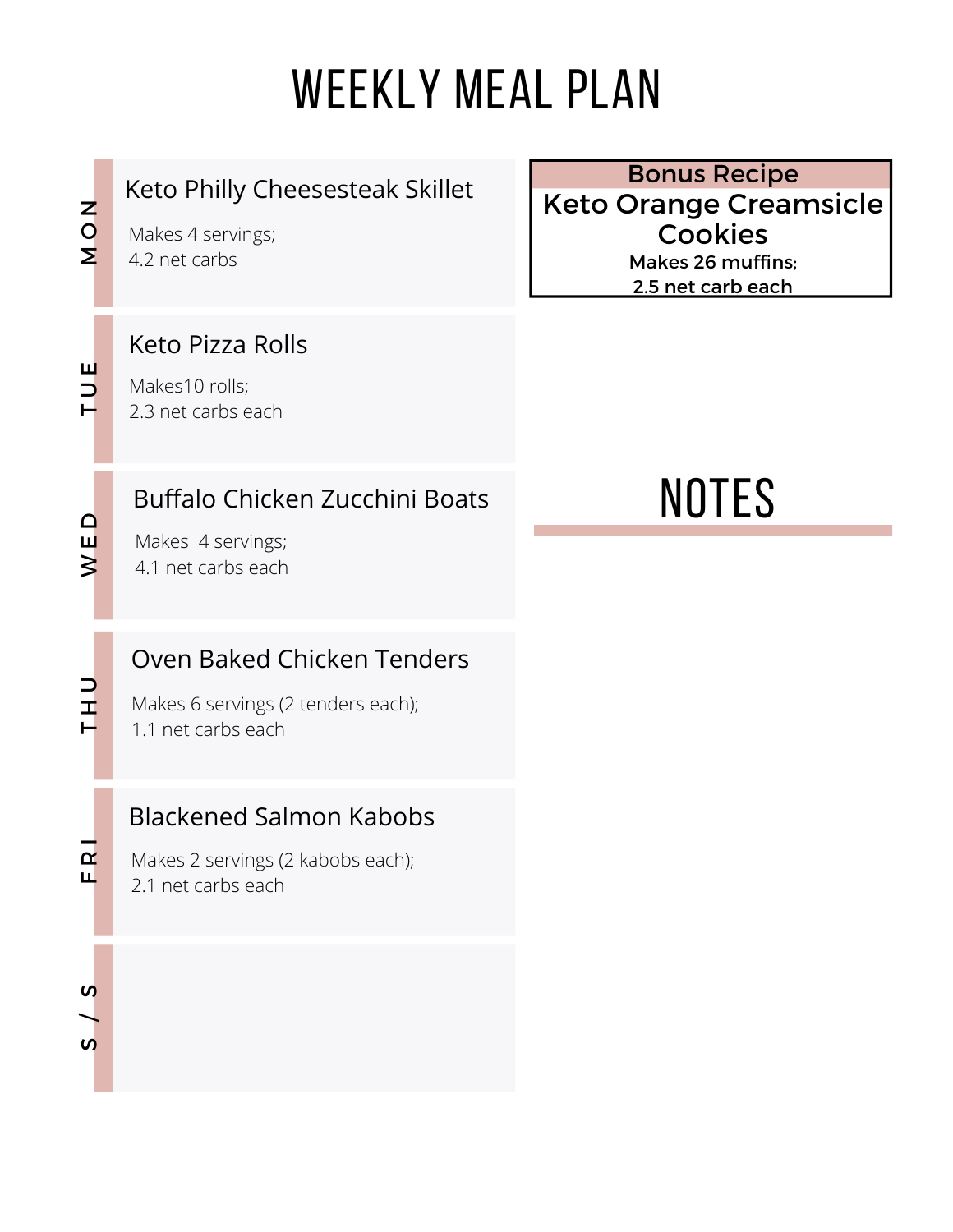# WEEKLY MEAL PLAN

**MON**

Keto Philly Cheesesteak Skillet

Makes 4 servings;
4.2 net carbs

**TUE**

Keto Pizza Rolls

Makes10 rolls;
2.3 net carbs each

**WED**

Buffalo Chicken Zucchini Boats

Makes 4 servings;
4.1 net carbs each

**THU**

Oven Baked Chicken Tenders

Makes 6 servings (2 tenders each);
1.1 net carbs each

**FRI**

Blackened Salmon Kabobs

Makes 2 servings (2 kabobs each);
2.1 net carbs each

**S / S**

**Bonus Recipe**

**Keto Orange Creamsicle Cookies**

**Makes 26 muffins;**
**2.5 net carb each**

## NOTES